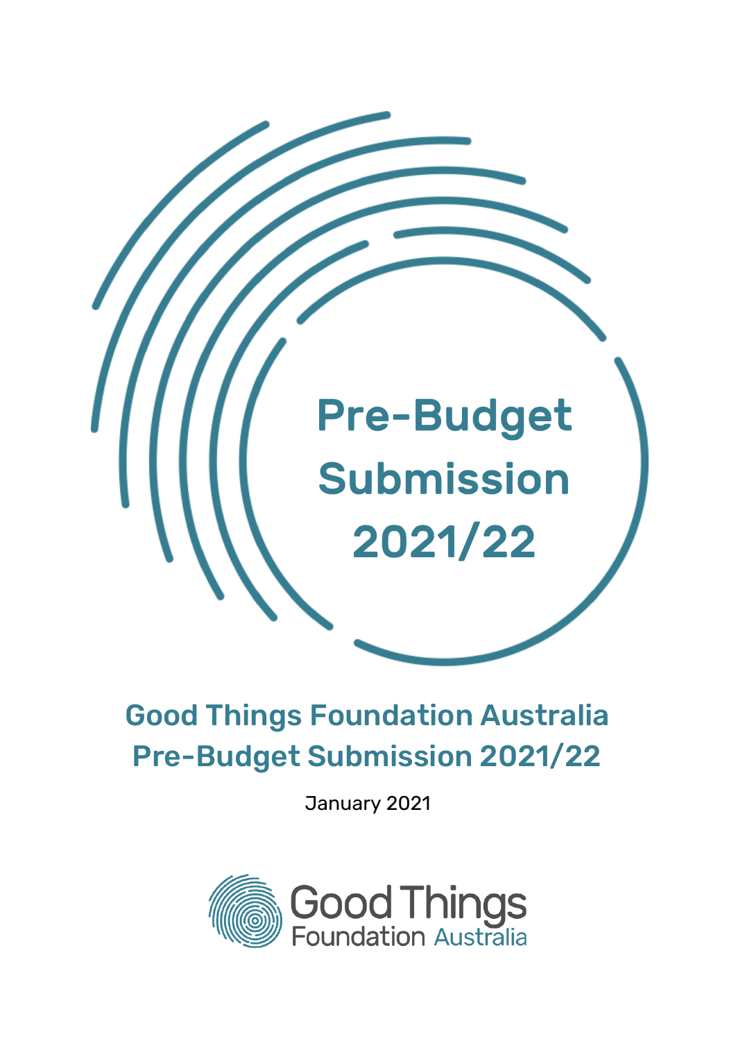# Pre-Budget Submission 2021/22

## Good Things Foundation Australia Pre-Budget Submission 2021/22

January 2021

Good Things Foundation Australia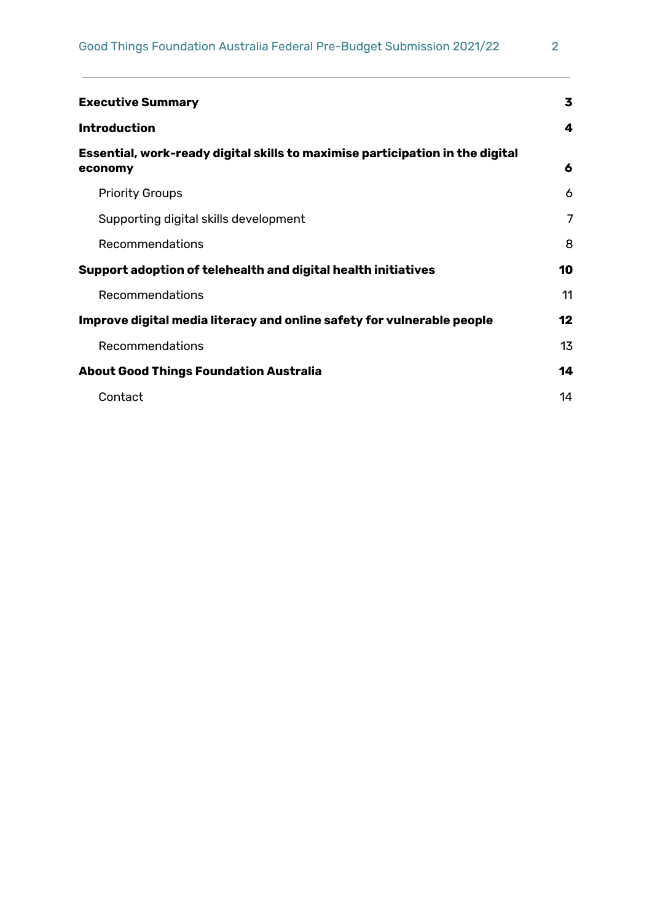| | |
|---|---|
| **Executive Summary** | **3** |
| **Introduction** | **4** |
| **Essential, work-ready digital skills to maximise participation in the digital economy** | **6** |
| Priority Groups | 6 |
| Supporting digital skills development | 7 |
| Recommendations | 8 |
| **Support adoption of telehealth and digital health initiatives** | **10** |
| Recommendations | 11 |
| **Improve digital media literacy and online safety for vulnerable people** | **12** |
| Recommendations | 13 |
| **About Good Things Foundation Australia** | **14** |
| Contact | 14 |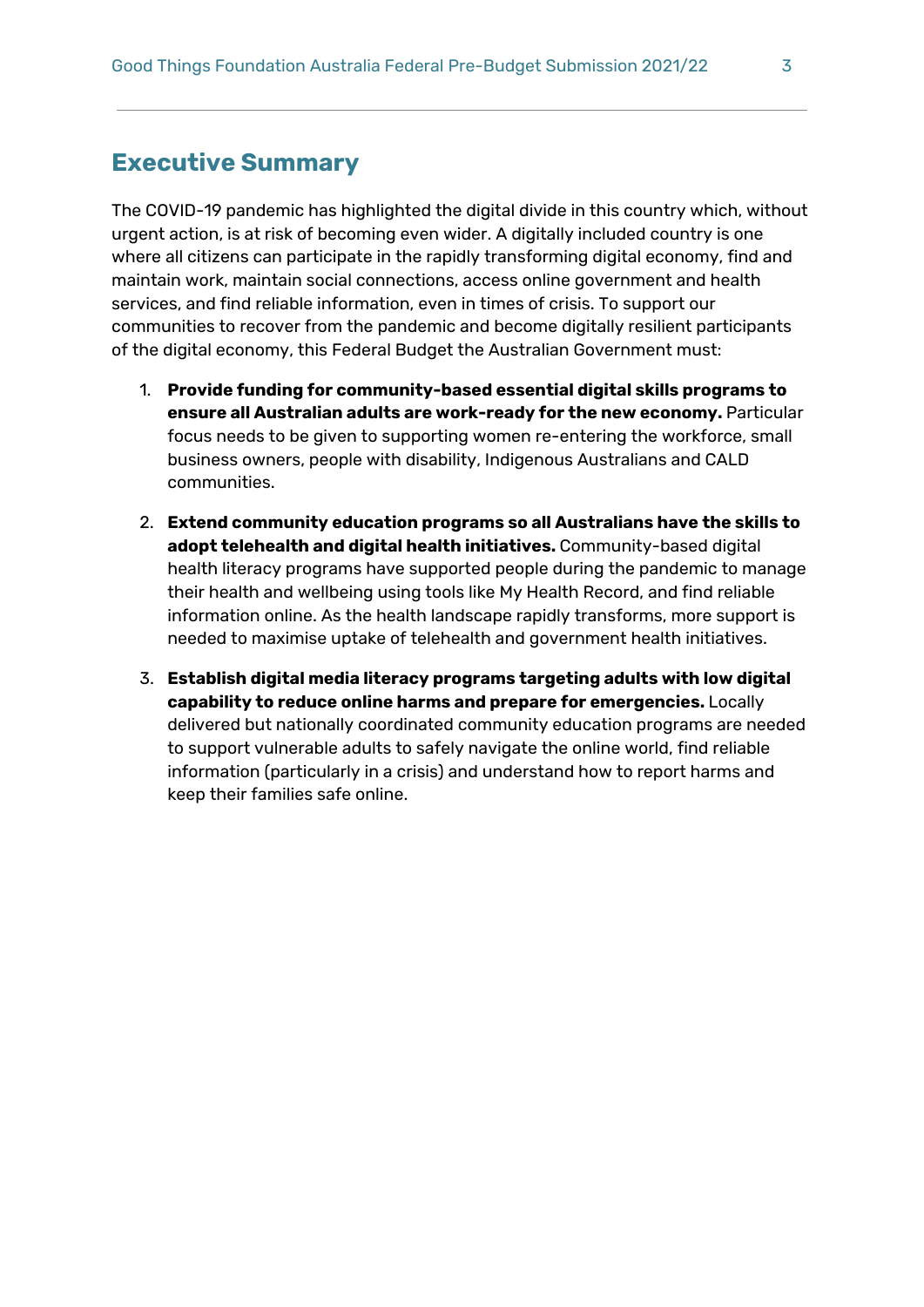## Executive Summary

The COVID-19 pandemic has highlighted the digital divide in this country which, without urgent action, is at risk of becoming even wider. A digitally included country is one where all citizens can participate in the rapidly transforming digital economy, find and maintain work, maintain social connections, access online government and health services, and find reliable information, even in times of crisis. To support our communities to recover from the pandemic and become digitally resilient participants of the digital economy, this Federal Budget the Australian Government must:

1. **Provide funding for community-based essential digital skills programs to ensure all Australian adults are work-ready for the new economy.** Particular focus needs to be given to supporting women re-entering the workforce, small business owners, people with disability, Indigenous Australians and CALD communities.

2. **Extend community education programs so all Australians have the skills to adopt telehealth and digital health initiatives.** Community-based digital health literacy programs have supported people during the pandemic to manage their health and wellbeing using tools like My Health Record, and find reliable information online. As the health landscape rapidly transforms, more support is needed to maximise uptake of telehealth and government health initiatives.

3. **Establish digital media literacy programs targeting adults with low digital capability to reduce online harms and prepare for emergencies.** Locally delivered but nationally coordinated community education programs are needed to support vulnerable adults to safely navigate the online world, find reliable information (particularly in a crisis) and understand how to report harms and keep their families safe online.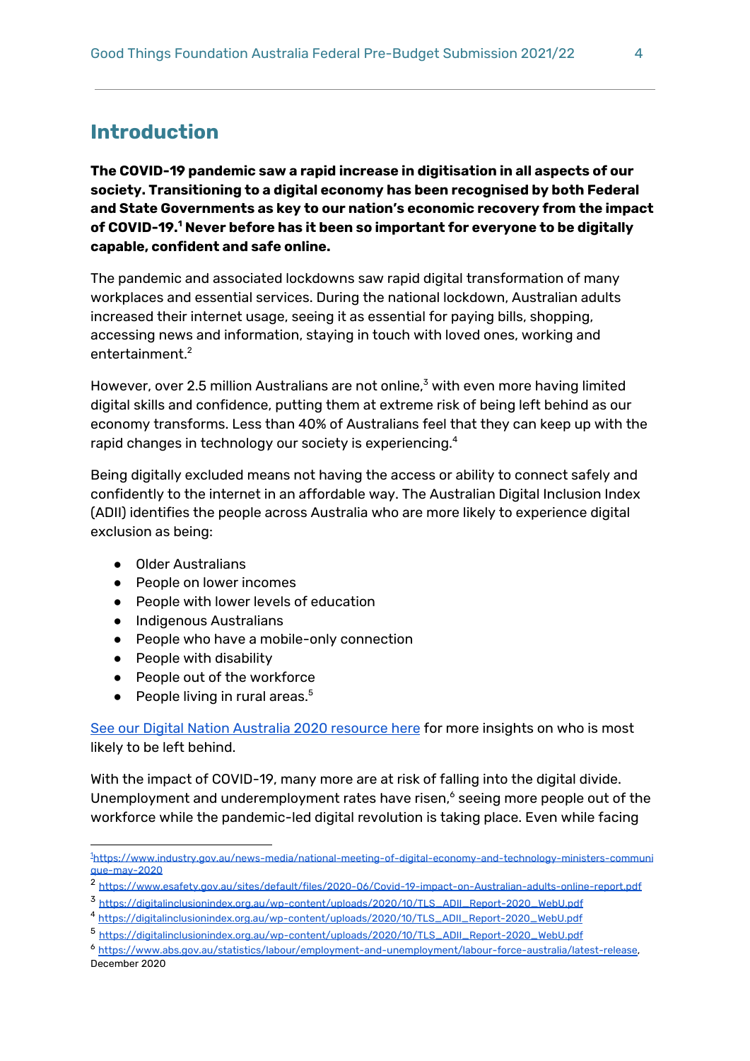# Introduction

**The COVID-19 pandemic saw a rapid increase in digitisation in all aspects of our society. Transitioning to a digital economy has been recognised by both Federal and State Governments as key to our nation's economic recovery from the impact of COVID-19.[1] Never before has it been so important for everyone to be digitally capable, confident and safe online.**

The pandemic and associated lockdowns saw rapid digital transformation of many workplaces and essential services. During the national lockdown, Australian adults increased their internet usage, seeing it as essential for paying bills, shopping, accessing news and information, staying in touch with loved ones, working and entertainment.[2]

However, over 2.5 million Australians are not online,[3] with even more having limited digital skills and confidence, putting them at extreme risk of being left behind as our economy transforms. Less than 40% of Australians feel that they can keep up with the rapid changes in technology our society is experiencing.[4]

Being digitally excluded means not having the access or ability to connect safely and confidently to the internet in an affordable way. The Australian Digital Inclusion Index (ADII) identifies the people across Australia who are more likely to experience digital exclusion as being:

- Older Australians
- People on lower incomes
- People with lower levels of education
- Indigenous Australians
- People who have a mobile-only connection
- People with disability
- People out of the workforce
- People living in rural areas.[5]

See our Digital Nation Australia 2020 resource here for more insights on who is most likely to be left behind.

With the impact of COVID-19, many more are at risk of falling into the digital divide. Unemployment and underemployment rates have risen,[6] seeing more people out of the workforce while the pandemic-led digital revolution is taking place. Even while facing

---

[1] https://www.industry.gov.au/news-media/national-meeting-of-digital-economy-and-technology-ministers-communique-may-2020

[2] https://www.esafety.gov.au/sites/default/files/2020-06/Covid-19-impact-on-Australian-adults-online-report.pdf

[3] https://digitalinclusionindex.org.au/wp-content/uploads/2020/10/TLS_ADII_Report-2020_WebU.pdf

[4] https://digitalinclusionindex.org.au/wp-content/uploads/2020/10/TLS_ADII_Report-2020_WebU.pdf

[5] https://digitalinclusionindex.org.au/wp-content/uploads/2020/10/TLS_ADII_Report-2020_WebU.pdf

[6] https://www.abs.gov.au/statistics/labour/employment-and-unemployment/labour-force-australia/latest-release, December 2020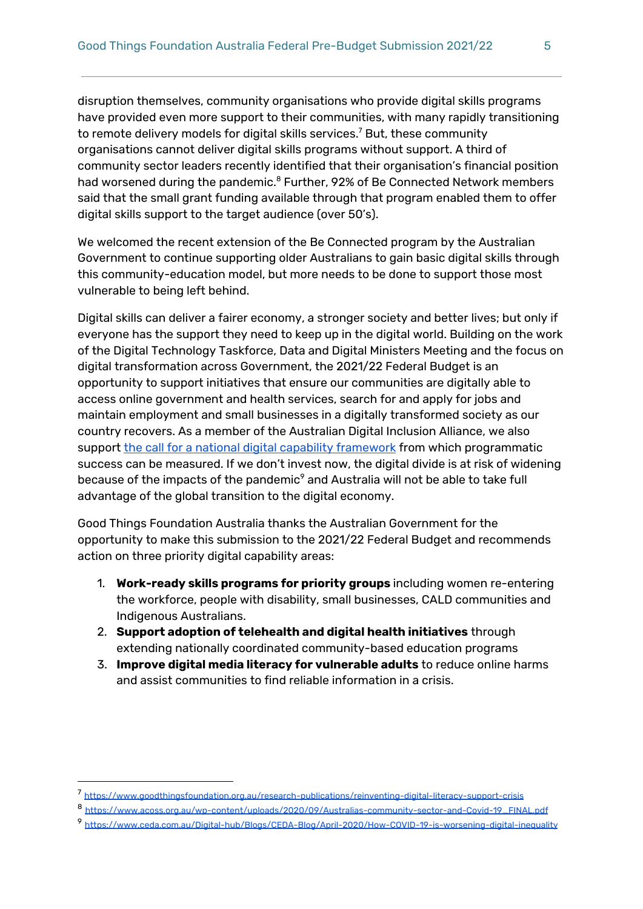disruption themselves, community organisations who provide digital skills programs have provided even more support to their communities, with many rapidly transitioning to remote delivery models for digital skills services.[7] But, these community organisations cannot deliver digital skills programs without support. A third of community sector leaders recently identified that their organisation's financial position had worsened during the pandemic.[8] Further, 92% of Be Connected Network members said that the small grant funding available through that program enabled them to offer digital skills support to the target audience (over 50's).

We welcomed the recent extension of the Be Connected program by the Australian Government to continue supporting older Australians to gain basic digital skills through this community-education model, but more needs to be done to support those most vulnerable to being left behind.

Digital skills can deliver a fairer economy, a stronger society and better lives; but only if everyone has the support they need to keep up in the digital world. Building on the work of the Digital Technology Taskforce, Data and Digital Ministers Meeting and the focus on digital transformation across Government, the 2021/22 Federal Budget is an opportunity to support initiatives that ensure our communities are digitally able to access online government and health services, search for and apply for jobs and maintain employment and small businesses in a digitally transformed society as our country recovers. As a member of the Australian Digital Inclusion Alliance, we also support [the call for a national digital capability framework]() from which programmatic success can be measured. If we don't invest now, the digital divide is at risk of widening because of the impacts of the pandemic[9] and Australia will not be able to take full advantage of the global transition to the digital economy.

Good Things Foundation Australia thanks the Australian Government for the opportunity to make this submission to the 2021/22 Federal Budget and recommends action on three priority digital capability areas:

1. **Work-ready skills programs for priority groups** including women re-entering the workforce, people with disability, small businesses, CALD communities and Indigenous Australians.
2. **Support adoption of telehealth and digital health initiatives** through extending nationally coordinated community-based education programs
3. **Improve digital media literacy for vulnerable adults** to reduce online harms and assist communities to find reliable information in a crisis.

---

[7] https://www.goodthingsfoundation.org.au/research-publications/reinventing-digital-literacy-support-crisis

[8] https://www.acoss.org.au/wp-content/uploads/2020/09/Australias-community-sector-and-Covid-19_FINAL.pdf

[9] https://www.ceda.com.au/Digital-hub/Blogs/CEDA-Blog/April-2020/How-COVID-19-is-worsening-digital-inequality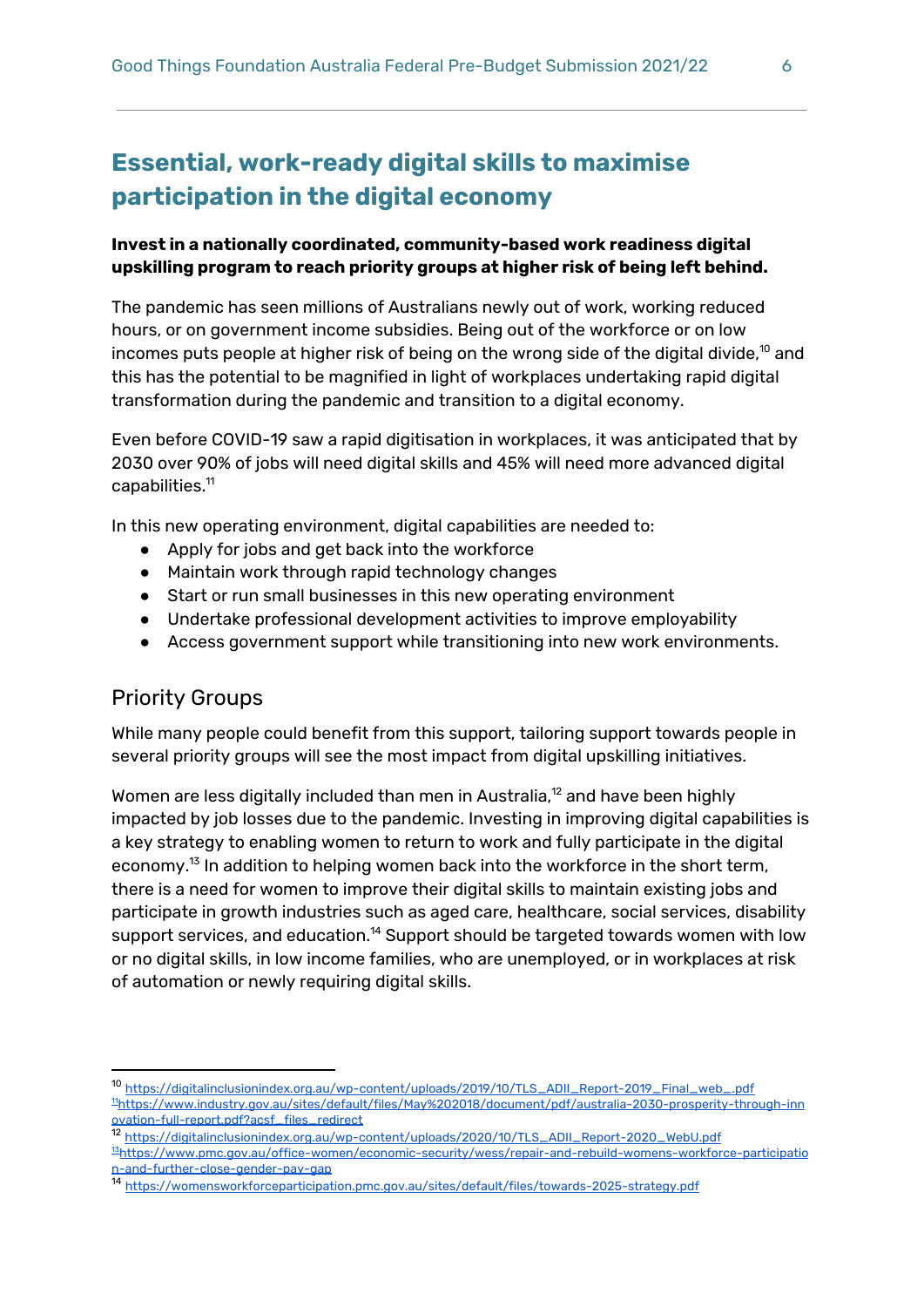# Essential, work-ready digital skills to maximise participation in the digital economy

**Invest in a nationally coordinated, community-based work readiness digital upskilling program to reach priority groups at higher risk of being left behind.**

The pandemic has seen millions of Australians newly out of work, working reduced hours, or on government income subsidies. Being out of the workforce or on low incomes puts people at higher risk of being on the wrong side of the digital divide,[10] and this has the potential to be magnified in light of workplaces undertaking rapid digital transformation during the pandemic and transition to a digital economy.

Even before COVID-19 saw a rapid digitisation in workplaces, it was anticipated that by 2030 over 90% of jobs will need digital skills and 45% will need more advanced digital capabilities.[11]

In this new operating environment, digital capabilities are needed to:

- Apply for jobs and get back into the workforce
- Maintain work through rapid technology changes
- Start or run small businesses in this new operating environment
- Undertake professional development activities to improve employability
- Access government support while transitioning into new work environments.

## Priority Groups

While many people could benefit from this support, tailoring support towards people in several priority groups will see the most impact from digital upskilling initiatives.

Women are less digitally included than men in Australia,[12] and have been highly impacted by job losses due to the pandemic. Investing in improving digital capabilities is a key strategy to enabling women to return to work and fully participate in the digital economy.[13] In addition to helping women back into the workforce in the short term, there is a need for women to improve their digital skills to maintain existing jobs and participate in growth industries such as aged care, healthcare, social services, disability support services, and education.[14] Support should be targeted towards women with low or no digital skills, in low income families, who are unemployed, or in workplaces at risk of automation or newly requiring digital skills.

---

[10] https://digitalinclusionindex.org.au/wp-content/uploads/2019/10/TLS_ADII_Report-2019_Final_web_.pdf

[11] https://www.industry.gov.au/sites/default/files/May%202018/document/pdf/australia-2030-prosperity-through-innovation-full-report.pdf?acsf_files_redirect

[12] https://digitalinclusionindex.org.au/wp-content/uploads/2020/10/TLS_ADII_Report-2020_WebU.pdf

[13] https://www.pmc.gov.au/office-women/economic-security/wess/repair-and-rebuild-womens-workforce-participation-and-further-close-gender-pay-gap

[14] https://womensworkforceparticipation.pmc.gov.au/sites/default/files/towards-2025-strategy.pdf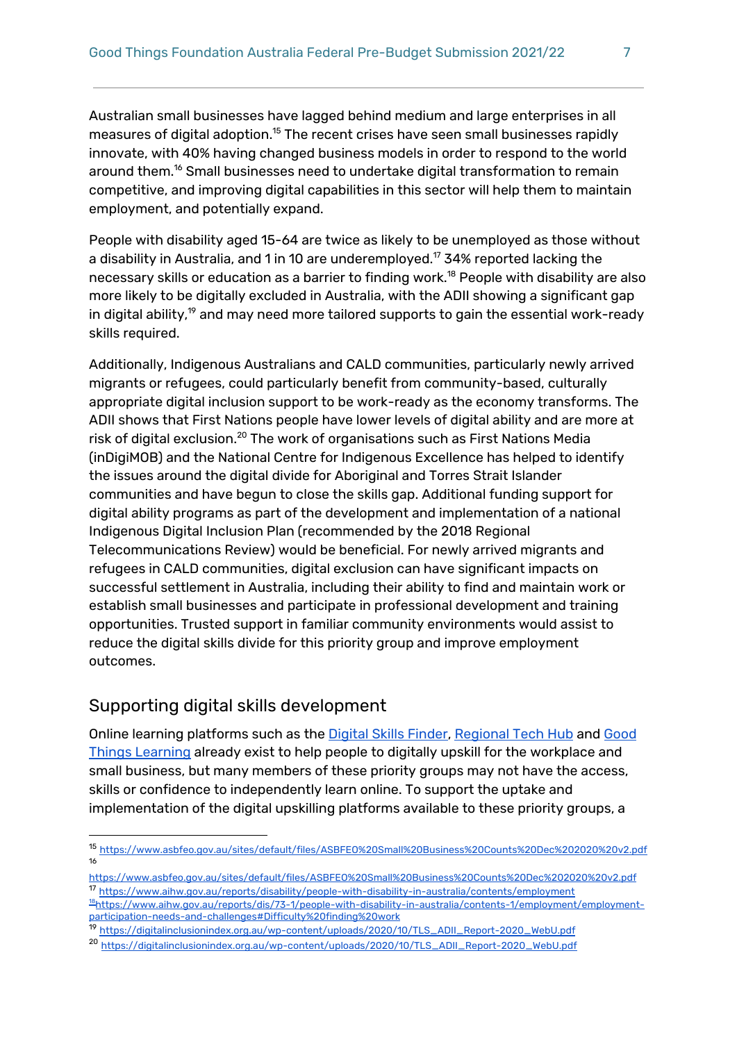Australian small businesses have lagged behind medium and large enterprises in all measures of digital adoption.[15] The recent crises have seen small businesses rapidly innovate, with 40% having changed business models in order to respond to the world around them.[16] Small businesses need to undertake digital transformation to remain competitive, and improving digital capabilities in this sector will help them to maintain employment, and potentially expand.

People with disability aged 15-64 are twice as likely to be unemployed as those without a disability in Australia, and 1 in 10 are underemployed.[17] 34% reported lacking the necessary skills or education as a barrier to finding work.[18] People with disability are also more likely to be digitally excluded in Australia, with the ADII showing a significant gap in digital ability,[19] and may need more tailored supports to gain the essential work-ready skills required.

Additionally, Indigenous Australians and CALD communities, particularly newly arrived migrants or refugees, could particularly benefit from community-based, culturally appropriate digital inclusion support to be work-ready as the economy transforms. The ADII shows that First Nations people have lower levels of digital ability and are more at risk of digital exclusion.[20] The work of organisations such as First Nations Media (inDigiMOB) and the National Centre for Indigenous Excellence has helped to identify the issues around the digital divide for Aboriginal and Torres Strait Islander communities and have begun to close the skills gap. Additional funding support for digital ability programs as part of the development and implementation of a national Indigenous Digital Inclusion Plan (recommended by the 2018 Regional Telecommunications Review) would be beneficial. For newly arrived migrants and refugees in CALD communities, digital exclusion can have significant impacts on successful settlement in Australia, including their ability to find and maintain work or establish small businesses and participate in professional development and training opportunities. Trusted support in familiar community environments would assist to reduce the digital skills divide for this priority group and improve employment outcomes.

## Supporting digital skills development

Online learning platforms such as the Digital Skills Finder, Regional Tech Hub and Good Things Learning already exist to help people to digitally upskill for the workplace and small business, but many members of these priority groups may not have the access, skills or confidence to independently learn online. To support the uptake and implementation of the digital upskilling platforms available to these priority groups, a

---

[15] https://www.asbfeo.gov.au/sites/default/files/ASBFEO%20Small%20Business%20Counts%20Dec%202020%20v2.pdf

[16] https://www.asbfeo.gov.au/sites/default/files/ASBFEO%20Small%20Business%20Counts%20Dec%202020%20v2.pdf

[17] https://www.aihw.gov.au/reports/disability/people-with-disability-in-australia/contents/employment

[18] https://www.aihw.gov.au/reports/dis/73-1/people-with-disability-in-australia/contents-1/employment/employment-participation-needs-and-challenges#Difficulty%20finding%20work

[19] https://digitalinclusionindex.org.au/wp-content/uploads/2020/10/TLS_ADII_Report-2020_WebU.pdf

[20] https://digitalinclusionindex.org.au/wp-content/uploads/2020/10/TLS_ADII_Report-2020_WebU.pdf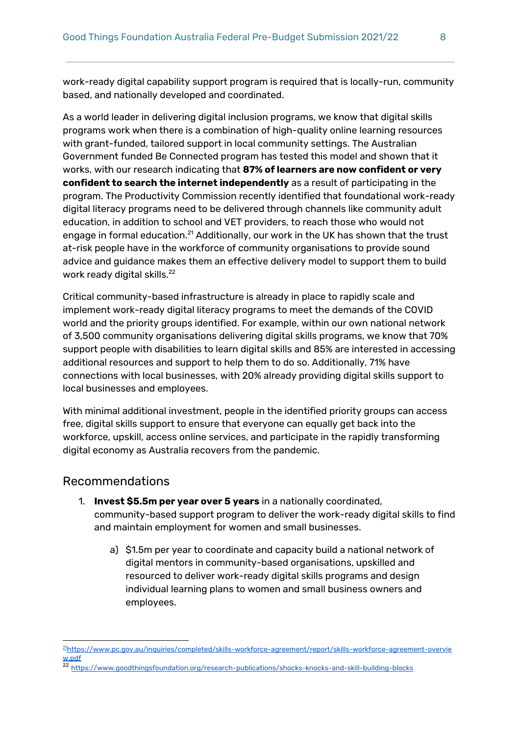work-ready digital capability support program is required that is locally-run, community based, and nationally developed and coordinated.

As a world leader in delivering digital inclusion programs, we know that digital skills programs work when there is a combination of high-quality online learning resources with grant-funded, tailored support in local community settings. The Australian Government funded Be Connected program has tested this model and shown that it works, with our research indicating that **87% of learners are now confident or very confident to search the internet independently** as a result of participating in the program. The Productivity Commission recently identified that foundational work-ready digital literacy programs need to be delivered through channels like community adult education, in addition to school and VET providers, to reach those who would not engage in formal education.[21] Additionally, our work in the UK has shown that the trust at-risk people have in the workforce of community organisations to provide sound advice and guidance makes them an effective delivery model to support them to build work ready digital skills.[22]

Critical community-based infrastructure is already in place to rapidly scale and implement work-ready digital literacy programs to meet the demands of the COVID world and the priority groups identified. For example, within our own national network of 3,500 community organisations delivering digital skills programs, we know that 70% support people with disabilities to learn digital skills and 85% are interested in accessing additional resources and support to help them to do so. Additionally, 71% have connections with local businesses, with 20% already providing digital skills support to local businesses and employees.

With minimal additional investment, people in the identified priority groups can access free, digital skills support to ensure that everyone can equally get back into the workforce, upskill, access online services, and participate in the rapidly transforming digital economy as Australia recovers from the pandemic.

## Recommendations

1. **Invest $5.5m per year over 5 years** in a nationally coordinated, community-based support program to deliver the work-ready digital skills to find and maintain employment for women and small businesses.

    a) $1.5m per year to coordinate and capacity build a national network of digital mentors in community-based organisations, upskilled and resourced to deliver work-ready digital skills programs and design individual learning plans to women and small business owners and employees.

---

[21] https://www.pc.gov.au/inquiries/completed/skills-workforce-agreement/report/skills-workforce-agreement-overview.pdf

[22] https://www.goodthingsfoundation.org/research-publications/shocks-knocks-and-skill-building-blocks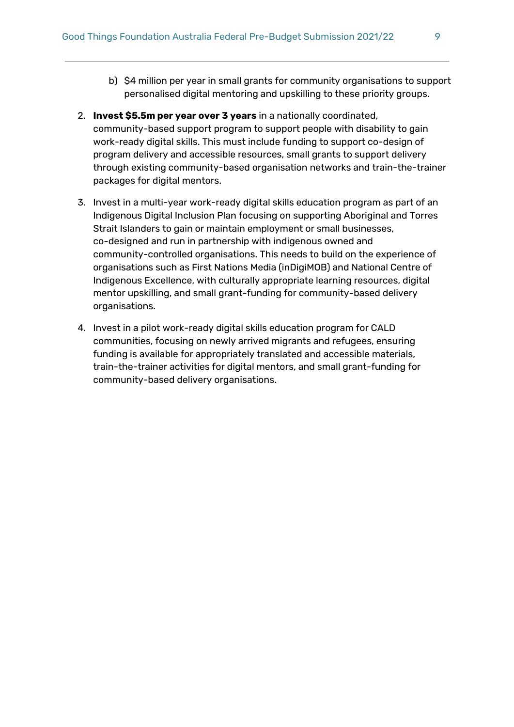b) $4 million per year in small grants for community organisations to support personalised digital mentoring and upskilling to these priority groups.

2. **Invest $5.5m per year over 3 years** in a nationally coordinated, community-based support program to support people with disability to gain work-ready digital skills. This must include funding to support co-design of program delivery and accessible resources, small grants to support delivery through existing community-based organisation networks and train-the-trainer packages for digital mentors.

3. Invest in a multi-year work-ready digital skills education program as part of an Indigenous Digital Inclusion Plan focusing on supporting Aboriginal and Torres Strait Islanders to gain or maintain employment or small businesses, co-designed and run in partnership with indigenous owned and community-controlled organisations. This needs to build on the experience of organisations such as First Nations Media (inDigiMOB) and National Centre of Indigenous Excellence, with culturally appropriate learning resources, digital mentor upskilling, and small grant-funding for community-based delivery organisations.

4. Invest in a pilot work-ready digital skills education program for CALD communities, focusing on newly arrived migrants and refugees, ensuring funding is available for appropriately translated and accessible materials, train-the-trainer activities for digital mentors, and small grant-funding for community-based delivery organisations.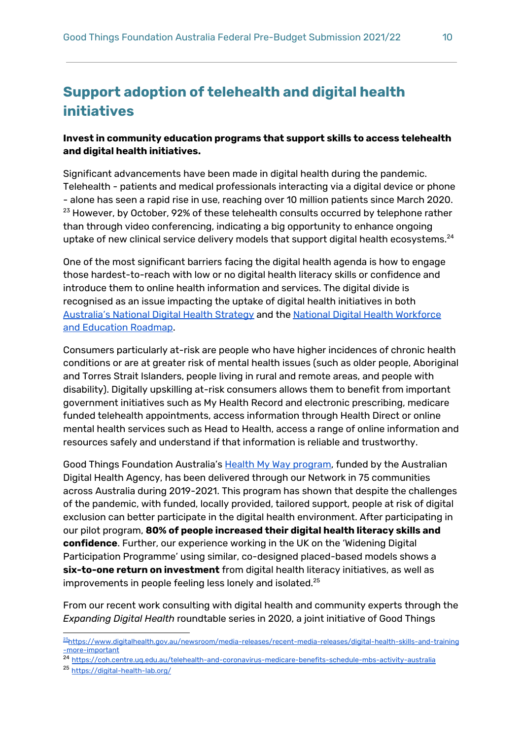## Support adoption of telehealth and digital health initiatives

**Invest in community education programs that support skills to access telehealth and digital health initiatives.**

Significant advancements have been made in digital health during the pandemic. Telehealth - patients and medical professionals interacting via a digital device or phone - alone has seen a rapid rise in use, reaching over 10 million patients since March 2020.[23] However, by October, 92% of these telehealth consults occurred by telephone rather than through video conferencing, indicating a big opportunity to enhance ongoing uptake of new clinical service delivery models that support digital health ecosystems.[24]

One of the most significant barriers facing the digital health agenda is how to engage those hardest-to-reach with low or no digital health literacy skills or confidence and introduce them to online health information and services. The digital divide is recognised as an issue impacting the uptake of digital health initiatives in both [Australia's National Digital Health Strategy]() and the [National Digital Health Workforce and Education Roadmap]().

Consumers particularly at-risk are people who have higher incidences of chronic health conditions or are at greater risk of mental health issues (such as older people, Aboriginal and Torres Strait Islanders, people living in rural and remote areas, and people with disability). Digitally upskilling at-risk consumers allows them to benefit from important government initiatives such as My Health Record and electronic prescribing, medicare funded telehealth appointments, access information through Health Direct or online mental health services such as Head to Health, access a range of online information and resources safely and understand if that information is reliable and trustworthy.

Good Things Foundation Australia's [Health My Way program](), funded by the Australian Digital Health Agency, has been delivered through our Network in 75 communities across Australia during 2019-2021. This program has shown that despite the challenges of the pandemic, with funded, locally provided, tailored support, people at risk of digital exclusion can better participate in the digital health environment. After participating in our pilot program, **80% of people increased their digital health literacy skills and confidence**. Further, our experience working in the UK on the 'Widening Digital Participation Programme' using similar, co-designed placed-based models shows a **six-to-one return on investment** from digital health literacy initiatives, as well as improvements in people feeling less lonely and isolated.[25]

From our recent work consulting with digital health and community experts through the *Expanding Digital Health* roundtable series in 2020, a joint initiative of Good Things

---

[23] https://www.digitalhealth.gov.au/newsroom/media-releases/recent-media-releases/digital-health-skills-and-training-more-important

[24] https://coh.centre.uq.edu.au/telehealth-and-coronavirus-medicare-benefits-schedule-mbs-activity-australia

[25] https://digital-health-lab.org/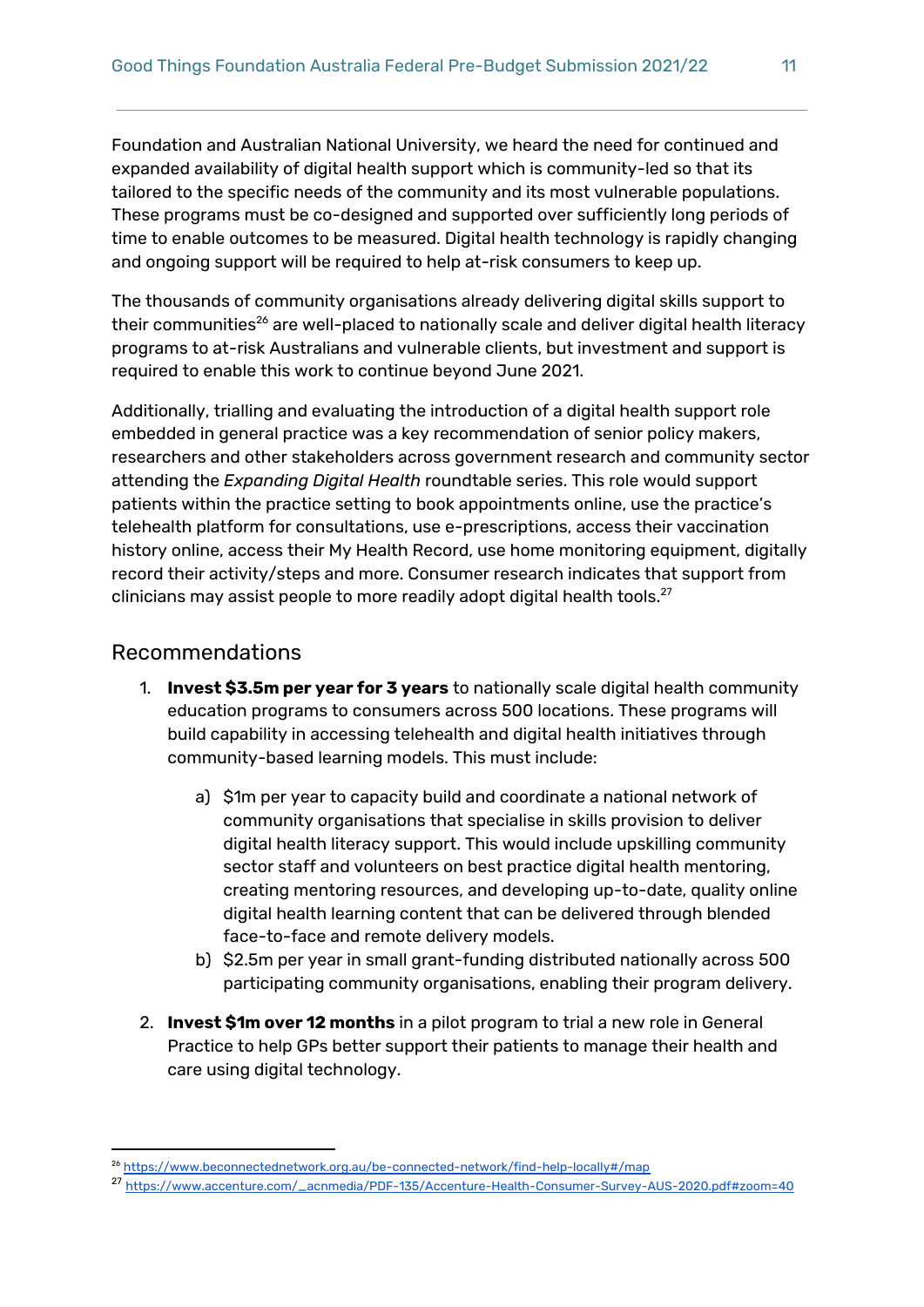Foundation and Australian National University, we heard the need for continued and expanded availability of digital health support which is community-led so that its tailored to the specific needs of the community and its most vulnerable populations. These programs must be co-designed and supported over sufficiently long periods of time to enable outcomes to be measured. Digital health technology is rapidly changing and ongoing support will be required to help at-risk consumers to keep up.

The thousands of community organisations already delivering digital skills support to their communities[26] are well-placed to nationally scale and deliver digital health literacy programs to at-risk Australians and vulnerable clients, but investment and support is required to enable this work to continue beyond June 2021.

Additionally, trialling and evaluating the introduction of a digital health support role embedded in general practice was a key recommendation of senior policy makers, researchers and other stakeholders across government research and community sector attending the *Expanding Digital Health* roundtable series. This role would support patients within the practice setting to book appointments online, use the practice's telehealth platform for consultations, use e-prescriptions, access their vaccination history online, access their My Health Record, use home monitoring equipment, digitally record their activity/steps and more. Consumer research indicates that support from clinicians may assist people to more readily adopt digital health tools.[27]

## Recommendations

1. **Invest $3.5m per year for 3 years** to nationally scale digital health community education programs to consumers across 500 locations. These programs will build capability in accessing telehealth and digital health initiatives through community-based learning models. This must include:

    a) $1m per year to capacity build and coordinate a national network of community organisations that specialise in skills provision to deliver digital health literacy support. This would include upskilling community sector staff and volunteers on best practice digital health mentoring, creating mentoring resources, and developing up-to-date, quality online digital health learning content that can be delivered through blended face-to-face and remote delivery models.

    b) $2.5m per year in small grant-funding distributed nationally across 500 participating community organisations, enabling their program delivery.

2. **Invest $1m over 12 months** in a pilot program to trial a new role in General Practice to help GPs better support their patients to manage their health and care using digital technology.

---

[26] https://www.beconnectednetwork.org.au/be-connected-network/find-help-locally#/map

[27] https://www.accenture.com/_acnmedia/PDF-135/Accenture-Health-Consumer-Survey-AUS-2020.pdf#zoom=40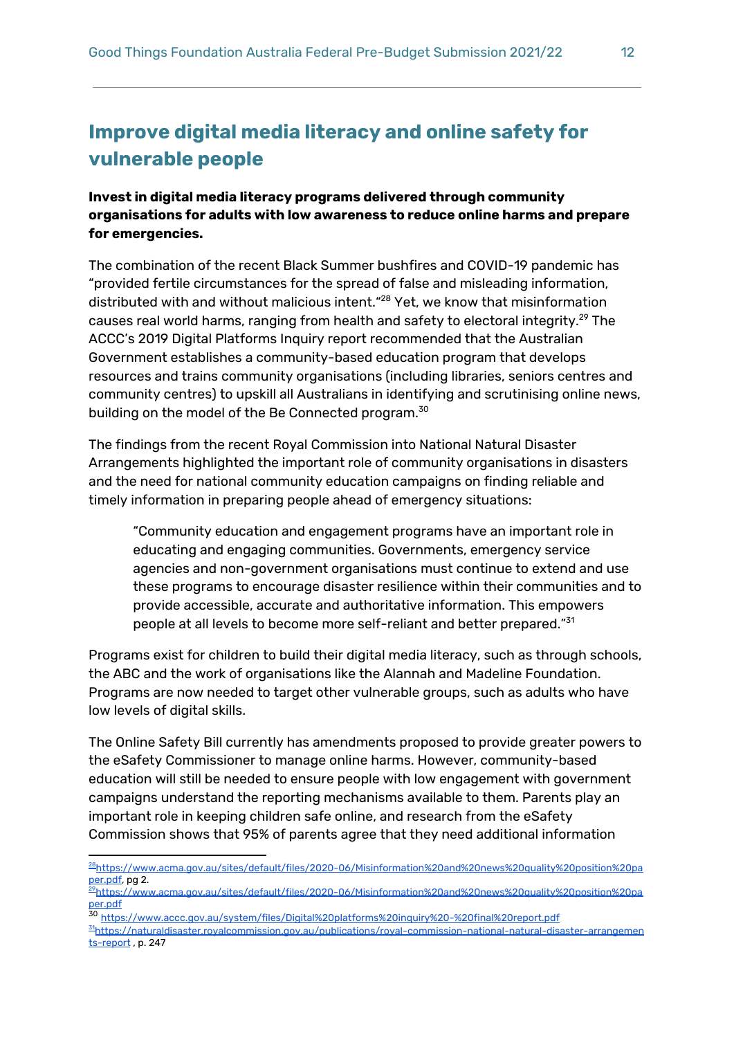## Improve digital media literacy and online safety for vulnerable people

**Invest in digital media literacy programs delivered through community organisations for adults with low awareness to reduce online harms and prepare for emergencies.**

The combination of the recent Black Summer bushfires and COVID-19 pandemic has "provided fertile circumstances for the spread of false and misleading information, distributed with and without malicious intent."[28] Yet, we know that misinformation causes real world harms, ranging from health and safety to electoral integrity.[29] The ACCC's 2019 Digital Platforms Inquiry report recommended that the Australian Government establishes a community-based education program that develops resources and trains community organisations (including libraries, seniors centres and community centres) to upskill all Australians in identifying and scrutinising online news, building on the model of the Be Connected program.[30]

The findings from the recent Royal Commission into National Natural Disaster Arrangements highlighted the important role of community organisations in disasters and the need for national community education campaigns on finding reliable and timely information in preparing people ahead of emergency situations:

> "Community education and engagement programs have an important role in educating and engaging communities. Governments, emergency service agencies and non-government organisations must continue to extend and use these programs to encourage disaster resilience within their communities and to provide accessible, accurate and authoritative information. This empowers people at all levels to become more self-reliant and better prepared."[31]

Programs exist for children to build their digital media literacy, such as through schools, the ABC and the work of organisations like the Alannah and Madeline Foundation. Programs are now needed to target other vulnerable groups, such as adults who have low levels of digital skills.

The Online Safety Bill currently has amendments proposed to provide greater powers to the eSafety Commissioner to manage online harms. However, community-based education will still be needed to ensure people with low engagement with government campaigns understand the reporting mechanisms available to them. Parents play an important role in keeping children safe online, and research from the eSafety Commission shows that 95% of parents agree that they need additional information

---

[28] https://www.acma.gov.au/sites/default/files/2020-06/Misinformation%20and%20news%20quality%20position%20paper.pdf, pg 2.

[29] https://www.acma.gov.au/sites/default/files/2020-06/Misinformation%20and%20news%20quality%20position%20paper.pdf

[30] https://www.accc.gov.au/system/files/Digital%20platforms%20inquiry%20-%20final%20report.pdf

[31] https://naturaldisaster.royalcommission.gov.au/publications/royal-commission-national-natural-disaster-arrangements-report , p. 247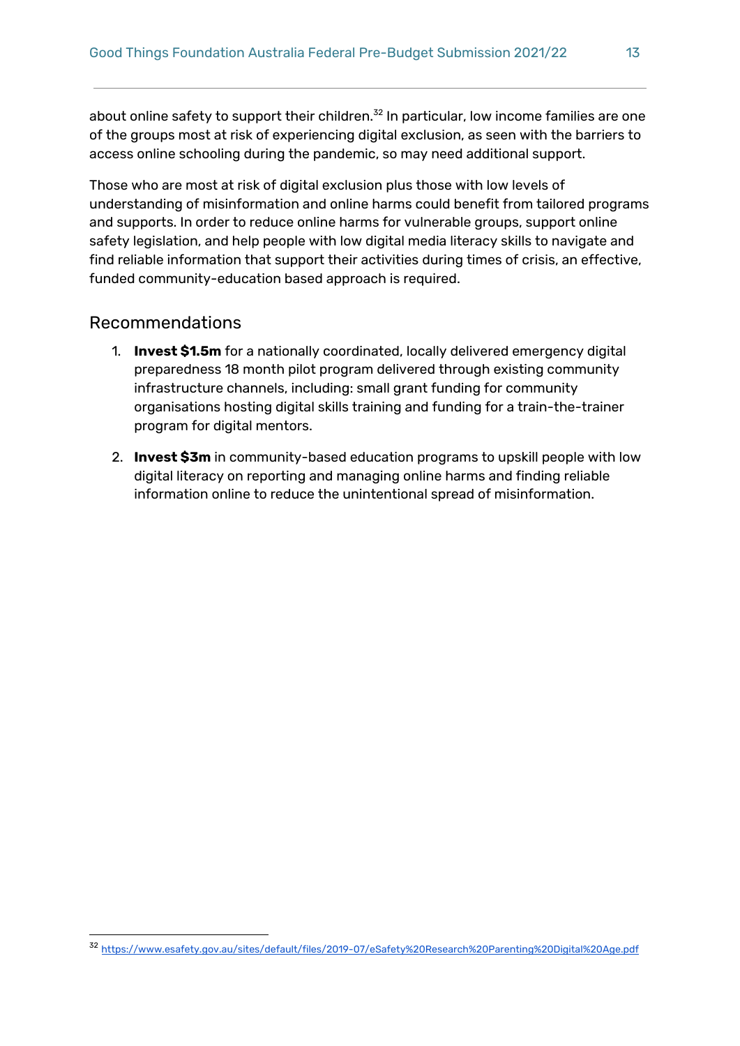about online safety to support their children.[32] In particular, low income families are one of the groups most at risk of experiencing digital exclusion, as seen with the barriers to access online schooling during the pandemic, so may need additional support.

Those who are most at risk of digital exclusion plus those with low levels of understanding of misinformation and online harms could benefit from tailored programs and supports. In order to reduce online harms for vulnerable groups, support online safety legislation, and help people with low digital media literacy skills to navigate and find reliable information that support their activities during times of crisis, an effective, funded community-education based approach is required.

## Recommendations

1. **Invest $1.5m** for a nationally coordinated, locally delivered emergency digital preparedness 18 month pilot program delivered through existing community infrastructure channels, including: small grant funding for community organisations hosting digital skills training and funding for a train-the-trainer program for digital mentors.
2. **Invest $3m** in community-based education programs to upskill people with low digital literacy on reporting and managing online harms and finding reliable information online to reduce the unintentional spread of misinformation.

[32] https://www.esafety.gov.au/sites/default/files/2019-07/eSafety%20Research%20Parenting%20Digital%20Age.pdf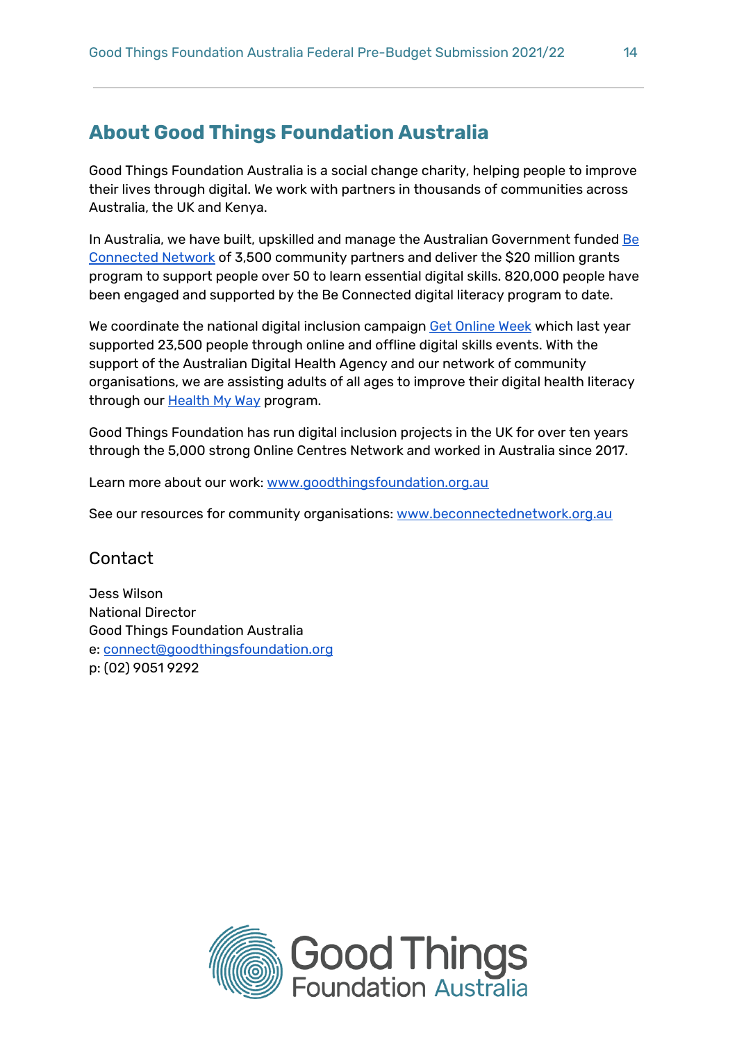## About Good Things Foundation Australia

Good Things Foundation Australia is a social change charity, helping people to improve their lives through digital. We work with partners in thousands of communities across Australia, the UK and Kenya.

In Australia, we have built, upskilled and manage the Australian Government funded Be Connected Network of 3,500 community partners and deliver the $20 million grants program to support people over 50 to learn essential digital skills. 820,000 people have been engaged and supported by the Be Connected digital literacy program to date.

We coordinate the national digital inclusion campaign Get Online Week which last year supported 23,500 people through online and offline digital skills events. With the support of the Australian Digital Health Agency and our network of community organisations, we are assisting adults of all ages to improve their digital health literacy through our Health My Way program.

Good Things Foundation has run digital inclusion projects in the UK for over ten years through the 5,000 strong Online Centres Network and worked in Australia since 2017.

Learn more about our work: www.goodthingsfoundation.org.au

See our resources for community organisations: www.beconnectednetwork.org.au

### Contact

Jess Wilson
National Director
Good Things Foundation Australia
e: connect@goodthingsfoundation.org
p: (02) 9051 9292

Good Things Foundation Australia